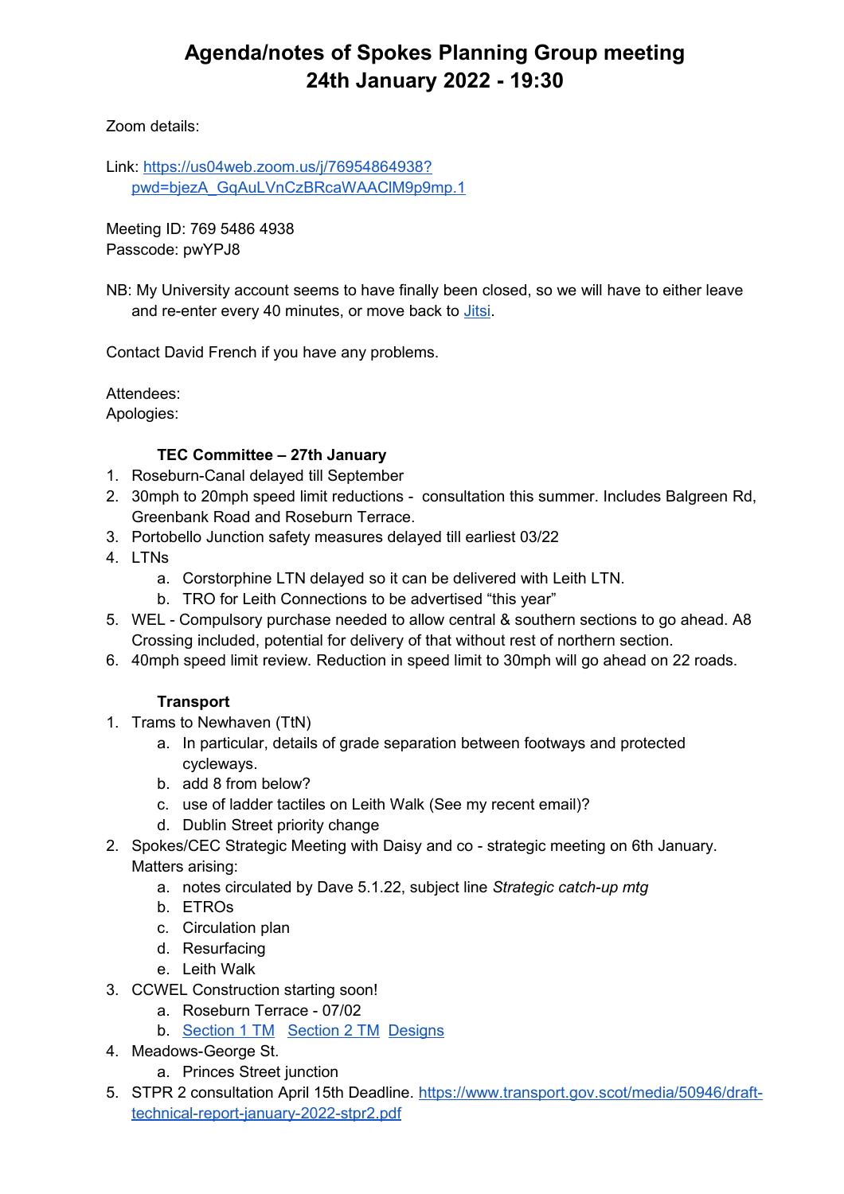# Agenda/notes of Spokes Planning Group meeting
# 24th January 2022 - 19:30

Zoom details:

Link: [https://us04web.zoom.us/j/76954864938?pwd=bjezA_GqAuLVnCzBRcaWAAClM9p9mp.1](https://us04web.zoom.us/j/76954864938?pwd=bjezA_GqAuLVnCzBRcaWAAClM9p9mp.1)

Meeting ID: 769 5486 4938
Passcode: pwYPJ8

NB: My University account seems to have finally been closed, so we will have to either leave and re-enter every 40 minutes, or move back to [Jitsi](#).

Contact David French if you have any problems.

Attendees:
Apologies:

**TEC Committee – 27th January**

1. Roseburn-Canal delayed till September
2. 30mph to 20mph speed limit reductions - consultation this summer. Includes Balgreen Rd, Greenbank Road and Roseburn Terrace.
3. Portobello Junction safety measures delayed till earliest 03/22
4. LTNs
   a. Corstorphine LTN delayed so it can be delivered with Leith LTN.
   b. TRO for Leith Connections to be advertised "this year"
5. WEL - Compulsory purchase needed to allow central & southern sections to go ahead. A8 Crossing included, potential for delivery of that without rest of northern section.
6. 40mph speed limit review. Reduction in speed limit to 30mph will go ahead on 22 roads.

**Transport**

1. Trams to Newhaven (TtN)
   a. In particular, details of grade separation between footways and protected cycleways.
   b. add 8 from below?
   c. use of ladder tactiles on Leith Walk (See my recent email)?
   d. Dublin Street priority change
2. Spokes/CEC Strategic Meeting with Daisy and co - strategic meeting on 6th January. Matters arising:
   a. notes circulated by Dave 5.1.22, subject line *Strategic catch-up mtg*
   b. ETROs
   c. Circulation plan
   d. Resurfacing
   e. Leith Walk
3. CCWEL Construction starting soon!
   a. Roseburn Terrace - 07/02
   b. [Section 1 TM](#) [Section 2 TM](#) [Designs](#)
4. Meadows-George St.
   a. Princes Street junction
5. STPR 2 consultation April 15th Deadline. [https://www.transport.gov.scot/media/50946/draft-technical-report-january-2022-stpr2.pdf](https://www.transport.gov.scot/media/50946/draft-technical-report-january-2022-stpr2.pdf)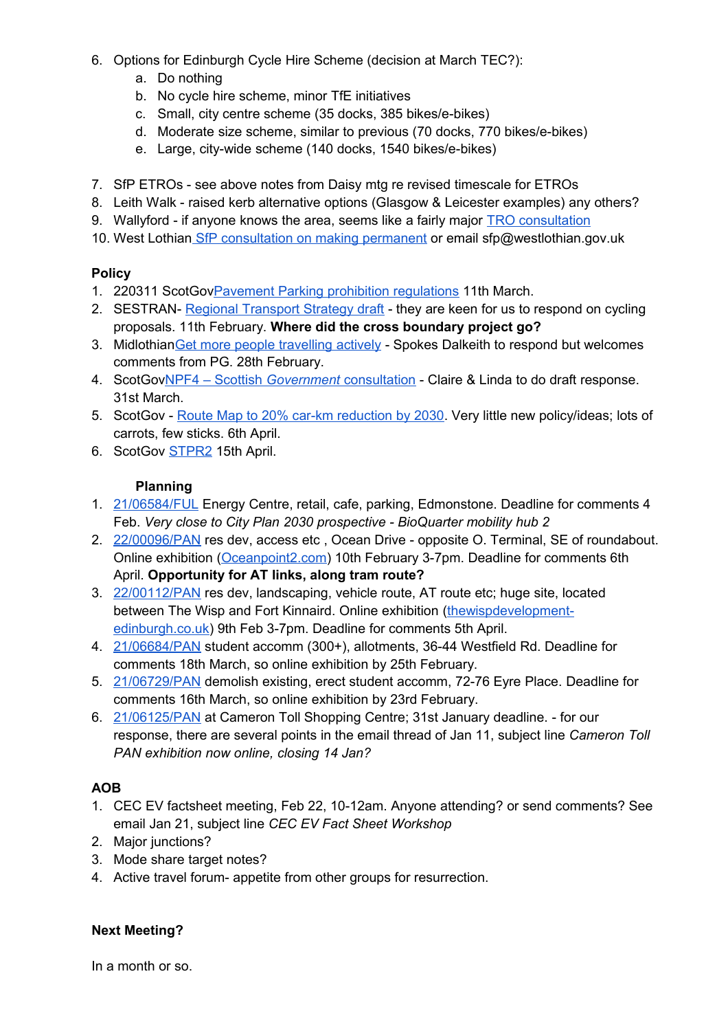6. Options for Edinburgh Cycle Hire Scheme (decision at March TEC?):
    a. Do nothing
    b. No cycle hire scheme, minor TfE initiatives
    c. Small, city centre scheme (35 docks, 385 bikes/e-bikes)
    d. Moderate size scheme, similar to previous (70 docks, 770 bikes/e-bikes)
    e. Large, city-wide scheme (140 docks, 1540 bikes/e-bikes)

7. SfP ETROs - see above notes from Daisy mtg re revised timescale for ETROs
8. Leith Walk - raised kerb alternative options (Glasgow & Leicester examples) any others?
9. Wallyford - if anyone knows the area, seems like a fairly major TRO consultation
10. West Lothian SfP consultation on making permanent or email sfp@westlothian.gov.uk

**Policy**

1. 220311 ScotGovPavement Parking prohibition regulations 11th March.
2. SESTRAN- Regional Transport Strategy draft - they are keen for us to respond on cycling proposals. 11th February. **Where did the cross boundary project go?**
3. MidlothianGet more people travelling actively - Spokes Dalkeith to respond but welcomes comments from PG. 28th February.
4. ScotGovNPF4 – Scottish *Government* consultation - Claire & Linda to do draft response. 31st March.
5. ScotGov - Route Map to 20% car-km reduction by 2030. Very little new policy/ideas; lots of carrots, few sticks. 6th April.
6. ScotGov STPR2 15th April.

**Planning**

1. 21/06584/FUL Energy Centre, retail, cafe, parking, Edmonstone. Deadline for comments 4 Feb. *Very close to City Plan 2030 prospective - BioQuarter mobility hub 2*
2. 22/00096/PAN res dev, access etc , Ocean Drive - opposite O. Terminal, SE of roundabout. Online exhibition (Oceanpoint2.com) 10th February 3-7pm. Deadline for comments 6th April. **Opportunity for AT links, along tram route?**
3. 22/00112/PAN res dev, landscaping, vehicle route, AT route etc; huge site, located between The Wisp and Fort Kinnaird. Online exhibition (thewispdevelopment-edinburgh.co.uk) 9th Feb 3-7pm. Deadline for comments 5th April.
4. 21/06684/PAN student accomm (300+), allotments, 36-44 Westfield Rd. Deadline for comments 18th March, so online exhibition by 25th February.
5. 21/06729/PAN demolish existing, erect student accomm, 72-76 Eyre Place. Deadline for comments 16th March, so online exhibition by 23rd February.
6. 21/06125/PAN at Cameron Toll Shopping Centre; 31st January deadline. - for our response, there are several points in the email thread of Jan 11, subject line *Cameron Toll PAN exhibition now online, closing 14 Jan?*

**AOB**

1. CEC EV factsheet meeting, Feb 22, 10-12am. Anyone attending? or send comments? See email Jan 21, subject line *CEC EV Fact Sheet Workshop*
2. Major junctions?
3. Mode share target notes?
4. Active travel forum- appetite from other groups for resurrection.

**Next Meeting?**

In a month or so.